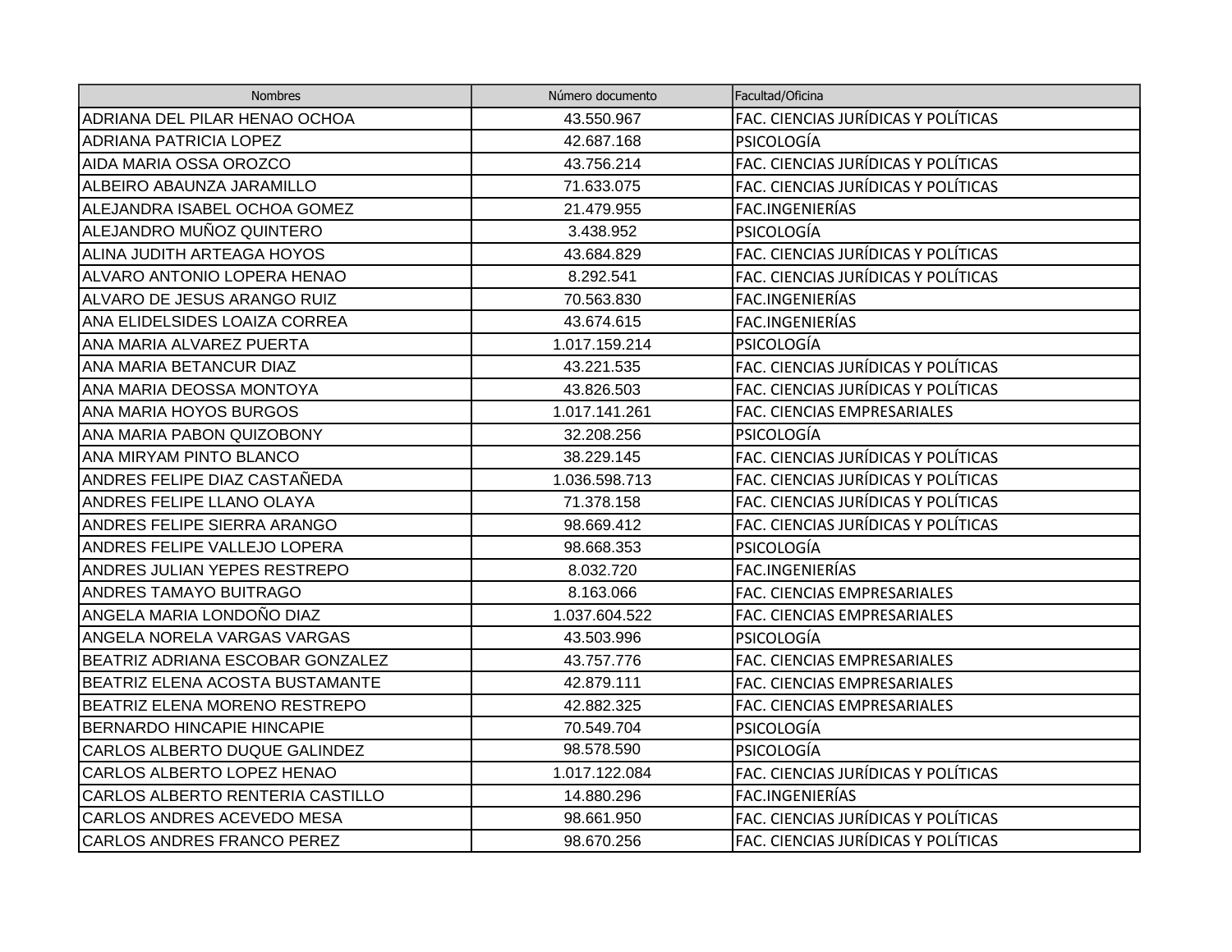| Nombres | Número documento | Facultad/Oficina |
| --- | --- | --- |
| ADRIANA DEL PILAR HENAO OCHOA | 43.550.967 | FAC. CIENCIAS JURÍDICAS Y POLÍTICAS |
| ADRIANA PATRICIA LOPEZ | 42.687.168 | PSICOLOGÍA |
| AIDA MARIA OSSA OROZCO | 43.756.214 | FAC. CIENCIAS JURÍDICAS Y POLÍTICAS |
| ALBEIRO ABAUNZA JARAMILLO | 71.633.075 | FAC. CIENCIAS JURÍDICAS Y POLÍTICAS |
| ALEJANDRA ISABEL OCHOA GOMEZ | 21.479.955 | FAC.INGENIERÍAS |
| ALEJANDRO MUÑOZ QUINTERO | 3.438.952 | PSICOLOGÍA |
| ALINA JUDITH ARTEAGA HOYOS | 43.684.829 | FAC. CIENCIAS JURÍDICAS Y POLÍTICAS |
| ALVARO ANTONIO LOPERA HENAO | 8.292.541 | FAC. CIENCIAS JURÍDICAS Y POLÍTICAS |
| ALVARO DE JESUS ARANGO RUIZ | 70.563.830 | FAC.INGENIERÍAS |
| ANA ELIDELSIDES LOAIZA CORREA | 43.674.615 | FAC.INGENIERÍAS |
| ANA MARIA ALVAREZ PUERTA | 1.017.159.214 | PSICOLOGÍA |
| ANA MARIA BETANCUR DIAZ | 43.221.535 | FAC. CIENCIAS JURÍDICAS Y POLÍTICAS |
| ANA MARIA DEOSSA MONTOYA | 43.826.503 | FAC. CIENCIAS JURÍDICAS Y POLÍTICAS |
| ANA MARIA HOYOS BURGOS | 1.017.141.261 | FAC. CIENCIAS EMPRESARIALES |
| ANA MARIA PABON QUIZOBONY | 32.208.256 | PSICOLOGÍA |
| ANA MIRYAM PINTO BLANCO | 38.229.145 | FAC. CIENCIAS JURÍDICAS Y POLÍTICAS |
| ANDRES FELIPE DIAZ CASTAÑEDA | 1.036.598.713 | FAC. CIENCIAS JURÍDICAS Y POLÍTICAS |
| ANDRES FELIPE LLANO OLAYA | 71.378.158 | FAC. CIENCIAS JURÍDICAS Y POLÍTICAS |
| ANDRES FELIPE SIERRA ARANGO | 98.669.412 | FAC. CIENCIAS JURÍDICAS Y POLÍTICAS |
| ANDRES FELIPE VALLEJO LOPERA | 98.668.353 | PSICOLOGÍA |
| ANDRES JULIAN YEPES RESTREPO | 8.032.720 | FAC.INGENIERÍAS |
| ANDRES TAMAYO BUITRAGO | 8.163.066 | FAC. CIENCIAS EMPRESARIALES |
| ANGELA MARIA LONDOÑO DIAZ | 1.037.604.522 | FAC. CIENCIAS EMPRESARIALES |
| ANGELA NORELA VARGAS VARGAS | 43.503.996 | PSICOLOGÍA |
| BEATRIZ ADRIANA ESCOBAR GONZALEZ | 43.757.776 | FAC. CIENCIAS EMPRESARIALES |
| BEATRIZ ELENA ACOSTA BUSTAMANTE | 42.879.111 | FAC. CIENCIAS EMPRESARIALES |
| BEATRIZ ELENA MORENO RESTREPO | 42.882.325 | FAC. CIENCIAS EMPRESARIALES |
| BERNARDO HINCAPIE HINCAPIE | 70.549.704 | PSICOLOGÍA |
| CARLOS ALBERTO DUQUE GALINDEZ | 98.578.590 | PSICOLOGÍA |
| CARLOS ALBERTO LOPEZ HENAO | 1.017.122.084 | FAC. CIENCIAS JURÍDICAS Y POLÍTICAS |
| CARLOS ALBERTO RENTERIA CASTILLO | 14.880.296 | FAC.INGENIERÍAS |
| CARLOS ANDRES ACEVEDO MESA | 98.661.950 | FAC. CIENCIAS JURÍDICAS Y POLÍTICAS |
| CARLOS ANDRES FRANCO PEREZ | 98.670.256 | FAC. CIENCIAS JURÍDICAS Y POLÍTICAS |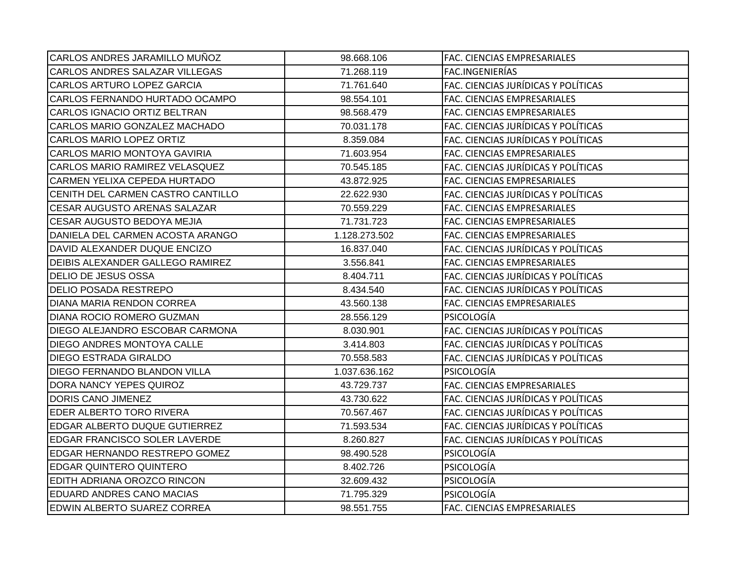| | | |
|---|---|---|
| CARLOS ANDRES JARAMILLO MUÑOZ | 98.668.106 | FAC. CIENCIAS EMPRESARIALES |
| CARLOS ANDRES SALAZAR VILLEGAS | 71.268.119 | FAC.INGENIERÍAS |
| CARLOS ARTURO LOPEZ GARCIA | 71.761.640 | FAC. CIENCIAS JURÍDICAS Y POLÍTICAS |
| CARLOS FERNANDO HURTADO OCAMPO | 98.554.101 | FAC. CIENCIAS EMPRESARIALES |
| CARLOS IGNACIO ORTIZ BELTRAN | 98.568.479 | FAC. CIENCIAS EMPRESARIALES |
| CARLOS MARIO GONZALEZ MACHADO | 70.031.178 | FAC. CIENCIAS JURÍDICAS Y POLÍTICAS |
| CARLOS MARIO LOPEZ ORTIZ | 8.359.084 | FAC. CIENCIAS JURÍDICAS Y POLÍTICAS |
| CARLOS MARIO MONTOYA GAVIRIA | 71.603.954 | FAC. CIENCIAS EMPRESARIALES |
| CARLOS MARIO RAMIREZ VELASQUEZ | 70.545.185 | FAC. CIENCIAS JURÍDICAS Y POLÍTICAS |
| CARMEN YELIXA CEPEDA HURTADO | 43.872.925 | FAC. CIENCIAS EMPRESARIALES |
| CENITH DEL CARMEN CASTRO CANTILLO | 22.622.930 | FAC. CIENCIAS JURÍDICAS Y POLÍTICAS |
| CESAR AUGUSTO ARENAS SALAZAR | 70.559.229 | FAC. CIENCIAS EMPRESARIALES |
| CESAR AUGUSTO BEDOYA MEJIA | 71.731.723 | FAC. CIENCIAS EMPRESARIALES |
| DANIELA DEL CARMEN ACOSTA ARANGO | 1.128.273.502 | FAC. CIENCIAS EMPRESARIALES |
| DAVID ALEXANDER DUQUE ENCIZO | 16.837.040 | FAC. CIENCIAS JURÍDICAS Y POLÍTICAS |
| DEIBIS ALEXANDER GALLEGO RAMIREZ | 3.556.841 | FAC. CIENCIAS EMPRESARIALES |
| DELIO DE JESUS OSSA | 8.404.711 | FAC. CIENCIAS JURÍDICAS Y POLÍTICAS |
| DELIO POSADA RESTREPO | 8.434.540 | FAC. CIENCIAS JURÍDICAS Y POLÍTICAS |
| DIANA MARIA RENDON CORREA | 43.560.138 | FAC. CIENCIAS EMPRESARIALES |
| DIANA ROCIO ROMERO GUZMAN | 28.556.129 | PSICOLOGÍA |
| DIEGO ALEJANDRO ESCOBAR CARMONA | 8.030.901 | FAC. CIENCIAS JURÍDICAS Y POLÍTICAS |
| DIEGO ANDRES MONTOYA CALLE | 3.414.803 | FAC. CIENCIAS JURÍDICAS Y POLÍTICAS |
| DIEGO ESTRADA GIRALDO | 70.558.583 | FAC. CIENCIAS JURÍDICAS Y POLÍTICAS |
| DIEGO FERNANDO BLANDON VILLA | 1.037.636.162 | PSICOLOGÍA |
| DORA NANCY YEPES QUIROZ | 43.729.737 | FAC. CIENCIAS EMPRESARIALES |
| DORIS CANO JIMENEZ | 43.730.622 | FAC. CIENCIAS JURÍDICAS Y POLÍTICAS |
| EDER ALBERTO TORO RIVERA | 70.567.467 | FAC. CIENCIAS JURÍDICAS Y POLÍTICAS |
| EDGAR ALBERTO DUQUE GUTIERREZ | 71.593.534 | FAC. CIENCIAS JURÍDICAS Y POLÍTICAS |
| EDGAR FRANCISCO SOLER LAVERDE | 8.260.827 | FAC. CIENCIAS JURÍDICAS Y POLÍTICAS |
| EDGAR HERNANDO RESTREPO GOMEZ | 98.490.528 | PSICOLOGÍA |
| EDGAR QUINTERO QUINTERO | 8.402.726 | PSICOLOGÍA |
| EDITH ADRIANA OROZCO RINCON | 32.609.432 | PSICOLOGÍA |
| EDUARD ANDRES CANO MACIAS | 71.795.329 | PSICOLOGÍA |
| EDWIN ALBERTO SUAREZ CORREA | 98.551.755 | FAC. CIENCIAS EMPRESARIALES |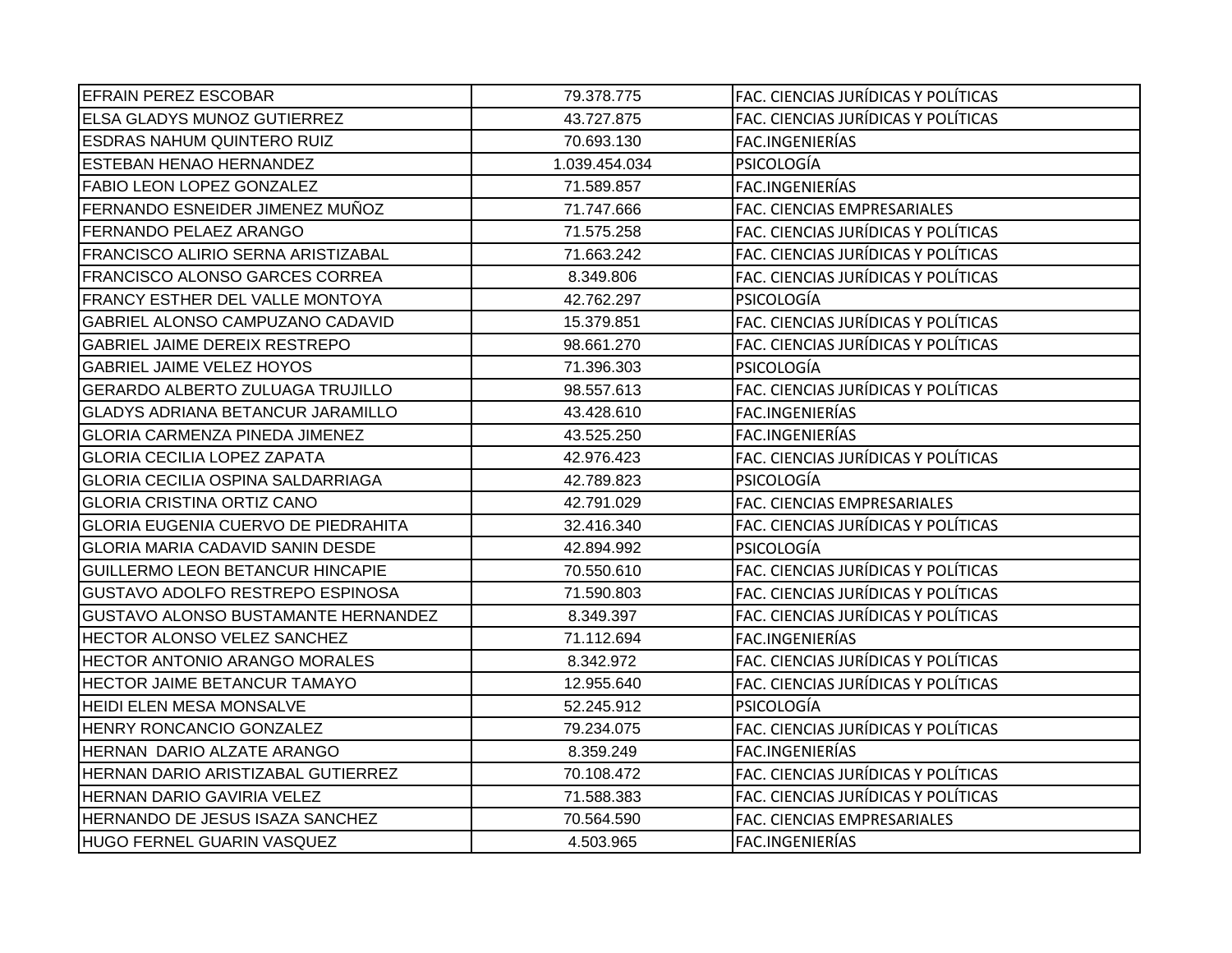| EFRAIN PEREZ ESCOBAR | 79.378.775 | FAC. CIENCIAS JURÍDICAS Y POLÍTICAS |
|---|---|---|
| ELSA GLADYS MUNOZ GUTIERREZ | 43.727.875 | FAC. CIENCIAS JURÍDICAS Y POLÍTICAS |
| ESDRAS NAHUM QUINTERO RUIZ | 70.693.130 | FAC.INGENIERÍAS |
| ESTEBAN HENAO HERNANDEZ | 1.039.454.034 | PSICOLOGÍA |
| FABIO LEON LOPEZ GONZALEZ | 71.589.857 | FAC.INGENIERÍAS |
| FERNANDO ESNEIDER JIMENEZ MUÑOZ | 71.747.666 | FAC. CIENCIAS EMPRESARIALES |
| FERNANDO PELAEZ ARANGO | 71.575.258 | FAC. CIENCIAS JURÍDICAS Y POLÍTICAS |
| FRANCISCO ALIRIO SERNA ARISTIZABAL | 71.663.242 | FAC. CIENCIAS JURÍDICAS Y POLÍTICAS |
| FRANCISCO ALONSO GARCES CORREA | 8.349.806 | FAC. CIENCIAS JURÍDICAS Y POLÍTICAS |
| FRANCY ESTHER DEL VALLE MONTOYA | 42.762.297 | PSICOLOGÍA |
| GABRIEL ALONSO CAMPUZANO CADAVID | 15.379.851 | FAC. CIENCIAS JURÍDICAS Y POLÍTICAS |
| GABRIEL JAIME DEREIX RESTREPO | 98.661.270 | FAC. CIENCIAS JURÍDICAS Y POLÍTICAS |
| GABRIEL JAIME VELEZ HOYOS | 71.396.303 | PSICOLOGÍA |
| GERARDO ALBERTO ZULUAGA TRUJILLO | 98.557.613 | FAC. CIENCIAS JURÍDICAS Y POLÍTICAS |
| GLADYS ADRIANA BETANCUR JARAMILLO | 43.428.610 | FAC.INGENIERÍAS |
| GLORIA CARMENZA PINEDA JIMENEZ | 43.525.250 | FAC.INGENIERÍAS |
| GLORIA CECILIA LOPEZ ZAPATA | 42.976.423 | FAC. CIENCIAS JURÍDICAS Y POLÍTICAS |
| GLORIA CECILIA OSPINA SALDARRIAGA | 42.789.823 | PSICOLOGÍA |
| GLORIA CRISTINA ORTIZ CANO | 42.791.029 | FAC. CIENCIAS EMPRESARIALES |
| GLORIA EUGENIA CUERVO DE PIEDRAHITA | 32.416.340 | FAC. CIENCIAS JURÍDICAS Y POLÍTICAS |
| GLORIA MARIA CADAVID SANIN DESDE | 42.894.992 | PSICOLOGÍA |
| GUILLERMO LEON BETANCUR HINCAPIE | 70.550.610 | FAC. CIENCIAS JURÍDICAS Y POLÍTICAS |
| GUSTAVO ADOLFO RESTREPO ESPINOSA | 71.590.803 | FAC. CIENCIAS JURÍDICAS Y POLÍTICAS |
| GUSTAVO ALONSO BUSTAMANTE HERNANDEZ | 8.349.397 | FAC. CIENCIAS JURÍDICAS Y POLÍTICAS |
| HECTOR ALONSO VELEZ SANCHEZ | 71.112.694 | FAC.INGENIERÍAS |
| HECTOR ANTONIO ARANGO MORALES | 8.342.972 | FAC. CIENCIAS JURÍDICAS Y POLÍTICAS |
| HECTOR JAIME BETANCUR TAMAYO | 12.955.640 | FAC. CIENCIAS JURÍDICAS Y POLÍTICAS |
| HEIDI ELEN MESA MONSALVE | 52.245.912 | PSICOLOGÍA |
| HENRY RONCANCIO GONZALEZ | 79.234.075 | FAC. CIENCIAS JURÍDICAS Y POLÍTICAS |
| HERNAN  DARIO ALZATE ARANGO | 8.359.249 | FAC.INGENIERÍAS |
| HERNAN DARIO ARISTIZABAL GUTIERREZ | 70.108.472 | FAC. CIENCIAS JURÍDICAS Y POLÍTICAS |
| HERNAN DARIO GAVIRIA VELEZ | 71.588.383 | FAC. CIENCIAS JURÍDICAS Y POLÍTICAS |
| HERNANDO DE JESUS ISAZA SANCHEZ | 70.564.590 | FAC. CIENCIAS EMPRESARIALES |
| HUGO FERNEL GUARIN VASQUEZ | 4.503.965 | FAC.INGENIERÍAS |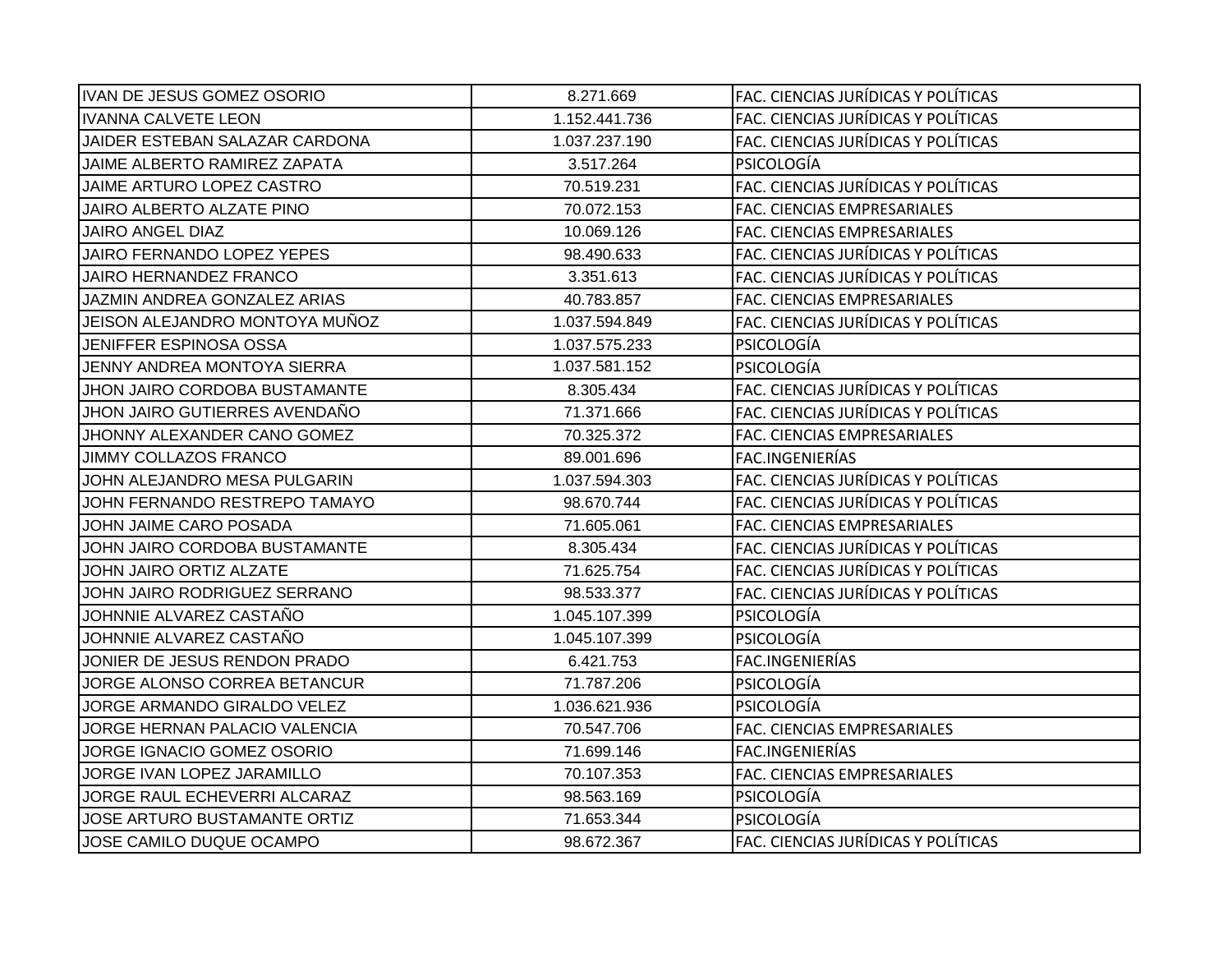| | | |
|---|---|---|
| IVAN DE JESUS GOMEZ OSORIO | 8.271.669 | FAC. CIENCIAS JURÍDICAS Y POLÍTICAS |
| IVANNA CALVETE LEON | 1.152.441.736 | FAC. CIENCIAS JURÍDICAS Y POLÍTICAS |
| JAIDER ESTEBAN SALAZAR CARDONA | 1.037.237.190 | FAC. CIENCIAS JURÍDICAS Y POLÍTICAS |
| JAIME ALBERTO RAMIREZ ZAPATA | 3.517.264 | PSICOLOGÍA |
| JAIME ARTURO LOPEZ CASTRO | 70.519.231 | FAC. CIENCIAS JURÍDICAS Y POLÍTICAS |
| JAIRO ALBERTO ALZATE PINO | 70.072.153 | FAC. CIENCIAS EMPRESARIALES |
| JAIRO ANGEL DIAZ | 10.069.126 | FAC. CIENCIAS EMPRESARIALES |
| JAIRO FERNANDO LOPEZ YEPES | 98.490.633 | FAC. CIENCIAS JURÍDICAS Y POLÍTICAS |
| JAIRO HERNANDEZ FRANCO | 3.351.613 | FAC. CIENCIAS JURÍDICAS Y POLÍTICAS |
| JAZMIN ANDREA GONZALEZ ARIAS | 40.783.857 | FAC. CIENCIAS EMPRESARIALES |
| JEISON ALEJANDRO MONTOYA MUÑOZ | 1.037.594.849 | FAC. CIENCIAS JURÍDICAS Y POLÍTICAS |
| JENIFFER ESPINOSA OSSA | 1.037.575.233 | PSICOLOGÍA |
| JENNY ANDREA MONTOYA SIERRA | 1.037.581.152 | PSICOLOGÍA |
| JHON JAIRO CORDOBA BUSTAMANTE | 8.305.434 | FAC. CIENCIAS JURÍDICAS Y POLÍTICAS |
| JHON JAIRO GUTIERRES AVENDAÑO | 71.371.666 | FAC. CIENCIAS JURÍDICAS Y POLÍTICAS |
| JHONNY ALEXANDER CANO GOMEZ | 70.325.372 | FAC. CIENCIAS EMPRESARIALES |
| JIMMY COLLAZOS FRANCO | 89.001.696 | FAC.INGENIERÍAS |
| JOHN ALEJANDRO MESA PULGARIN | 1.037.594.303 | FAC. CIENCIAS JURÍDICAS Y POLÍTICAS |
| JOHN FERNANDO RESTREPO TAMAYO | 98.670.744 | FAC. CIENCIAS JURÍDICAS Y POLÍTICAS |
| JOHN JAIME CARO POSADA | 71.605.061 | FAC. CIENCIAS EMPRESARIALES |
| JOHN JAIRO CORDOBA BUSTAMANTE | 8.305.434 | FAC. CIENCIAS JURÍDICAS Y POLÍTICAS |
| JOHN JAIRO ORTIZ ALZATE | 71.625.754 | FAC. CIENCIAS JURÍDICAS Y POLÍTICAS |
| JOHN JAIRO RODRIGUEZ SERRANO | 98.533.377 | FAC. CIENCIAS JURÍDICAS Y POLÍTICAS |
| JOHNNIE ALVAREZ CASTAÑO | 1.045.107.399 | PSICOLOGÍA |
| JOHNNIE ALVAREZ CASTAÑO | 1.045.107.399 | PSICOLOGÍA |
| JONIER DE JESUS RENDON PRADO | 6.421.753 | FAC.INGENIERÍAS |
| JORGE ALONSO CORREA BETANCUR | 71.787.206 | PSICOLOGÍA |
| JORGE ARMANDO GIRALDO VELEZ | 1.036.621.936 | PSICOLOGÍA |
| JORGE HERNAN PALACIO VALENCIA | 70.547.706 | FAC. CIENCIAS EMPRESARIALES |
| JORGE IGNACIO GOMEZ OSORIO | 71.699.146 | FAC.INGENIERÍAS |
| JORGE IVAN LOPEZ JARAMILLO | 70.107.353 | FAC. CIENCIAS EMPRESARIALES |
| JORGE RAUL ECHEVERRI ALCARAZ | 98.563.169 | PSICOLOGÍA |
| JOSE ARTURO BUSTAMANTE ORTIZ | 71.653.344 | PSICOLOGÍA |
| JOSE CAMILO DUQUE OCAMPO | 98.672.367 | FAC. CIENCIAS JURÍDICAS Y POLÍTICAS |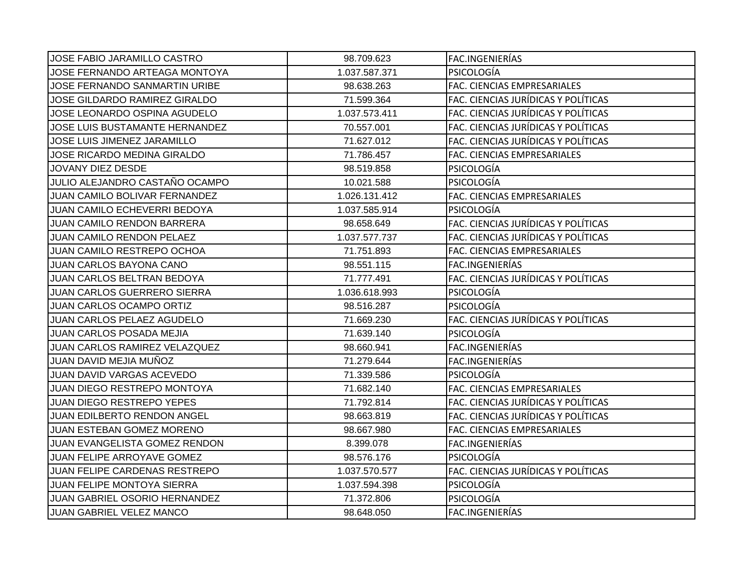| | | |
|---|---|---|
| JOSE FABIO JARAMILLO CASTRO | 98.709.623 | FAC.INGENIERÍAS |
| JOSE FERNANDO ARTEAGA MONTOYA | 1.037.587.371 | PSICOLOGÍA |
| JOSE FERNANDO SANMARTIN URIBE | 98.638.263 | FAC. CIENCIAS EMPRESARIALES |
| JOSE GILDARDO RAMIREZ GIRALDO | 71.599.364 | FAC. CIENCIAS JURÍDICAS Y POLÍTICAS |
| JOSE LEONARDO OSPINA AGUDELO | 1.037.573.411 | FAC. CIENCIAS JURÍDICAS Y POLÍTICAS |
| JOSE LUIS BUSTAMANTE HERNANDEZ | 70.557.001 | FAC. CIENCIAS JURÍDICAS Y POLÍTICAS |
| JOSE LUIS JIMENEZ JARAMILLO | 71.627.012 | FAC. CIENCIAS JURÍDICAS Y POLÍTICAS |
| JOSE RICARDO MEDINA GIRALDO | 71.786.457 | FAC. CIENCIAS EMPRESARIALES |
| JOVANY DIEZ DESDE | 98.519.858 | PSICOLOGÍA |
| JULIO ALEJANDRO CASTAÑO OCAMPO | 10.021.588 | PSICOLOGÍA |
| JUAN CAMILO BOLIVAR FERNANDEZ | 1.026.131.412 | FAC. CIENCIAS EMPRESARIALES |
| JUAN CAMILO ECHEVERRI BEDOYA | 1.037.585.914 | PSICOLOGÍA |
| JUAN CAMILO RENDON BARRERA | 98.658.649 | FAC. CIENCIAS JURÍDICAS Y POLÍTICAS |
| JUAN CAMILO RENDON PELAEZ | 1.037.577.737 | FAC. CIENCIAS JURÍDICAS Y POLÍTICAS |
| JUAN CAMILO RESTREPO OCHOA | 71.751.893 | FAC. CIENCIAS EMPRESARIALES |
| JUAN CARLOS BAYONA CANO | 98.551.115 | FAC.INGENIERÍAS |
| JUAN CARLOS BELTRAN BEDOYA | 71.777.491 | FAC. CIENCIAS JURÍDICAS Y POLÍTICAS |
| JUAN CARLOS GUERRERO SIERRA | 1.036.618.993 | PSICOLOGÍA |
| JUAN CARLOS OCAMPO ORTIZ | 98.516.287 | PSICOLOGÍA |
| JUAN CARLOS PELAEZ AGUDELO | 71.669.230 | FAC. CIENCIAS JURÍDICAS Y POLÍTICAS |
| JUAN CARLOS POSADA MEJIA | 71.639.140 | PSICOLOGÍA |
| JUAN CARLOS RAMIREZ VELAZQUEZ | 98.660.941 | FAC.INGENIERÍAS |
| JUAN DAVID MEJIA MUÑOZ | 71.279.644 | FAC.INGENIERÍAS |
| JUAN DAVID VARGAS ACEVEDO | 71.339.586 | PSICOLOGÍA |
| JUAN DIEGO RESTREPO MONTOYA | 71.682.140 | FAC. CIENCIAS EMPRESARIALES |
| JUAN DIEGO RESTREPO YEPES | 71.792.814 | FAC. CIENCIAS JURÍDICAS Y POLÍTICAS |
| JUAN EDILBERTO RENDON ANGEL | 98.663.819 | FAC. CIENCIAS JURÍDICAS Y POLÍTICAS |
| JUAN ESTEBAN GOMEZ MORENO | 98.667.980 | FAC. CIENCIAS EMPRESARIALES |
| JUAN EVANGELISTA GOMEZ RENDON | 8.399.078 | FAC.INGENIERÍAS |
| JUAN FELIPE ARROYAVE GOMEZ | 98.576.176 | PSICOLOGÍA |
| JUAN FELIPE CARDENAS RESTREPO | 1.037.570.577 | FAC. CIENCIAS JURÍDICAS Y POLÍTICAS |
| JUAN FELIPE MONTOYA SIERRA | 1.037.594.398 | PSICOLOGÍA |
| JUAN GABRIEL OSORIO HERNANDEZ | 71.372.806 | PSICOLOGÍA |
| JUAN GABRIEL VELEZ MANCO | 98.648.050 | FAC.INGENIERÍAS |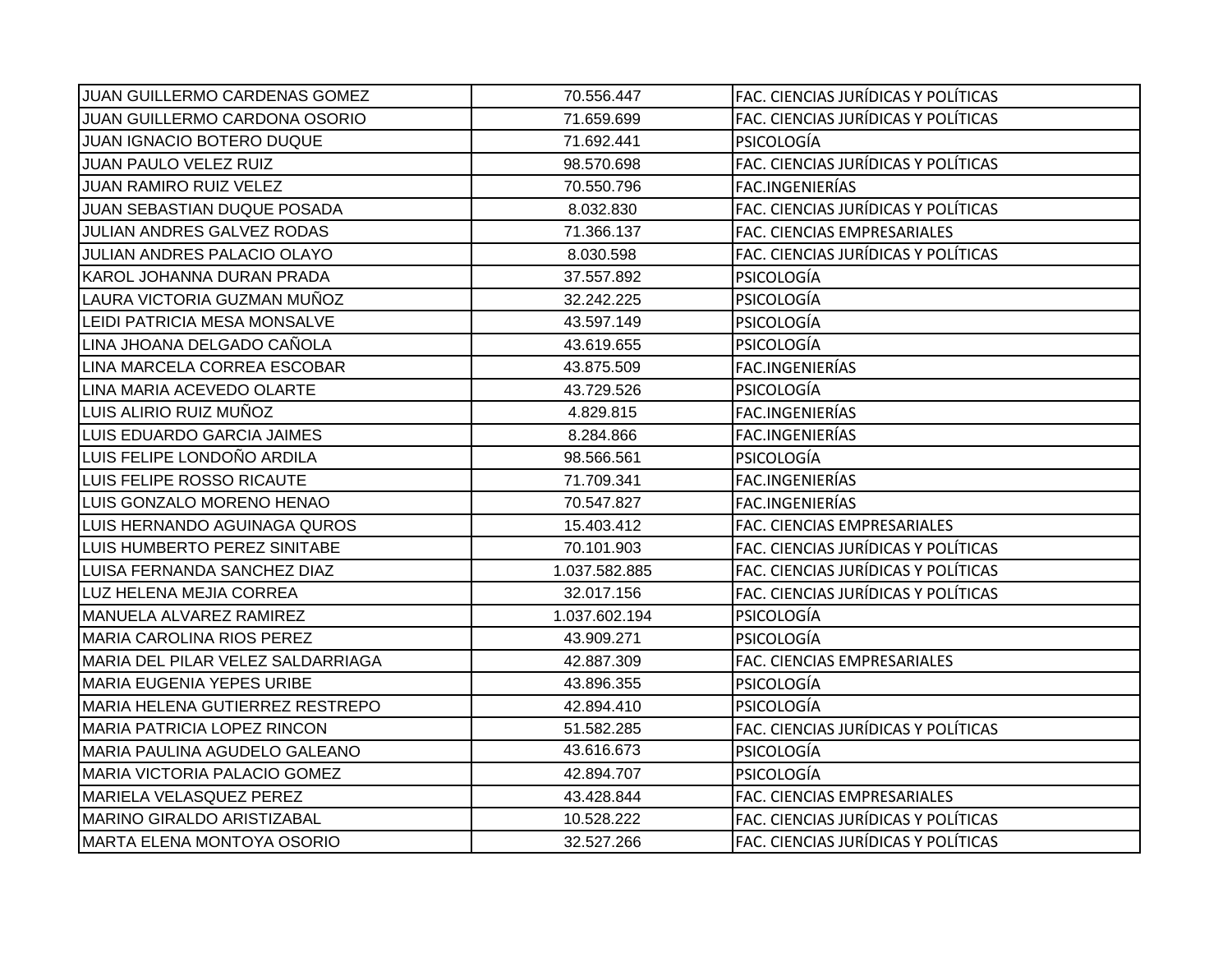| | | |
|---|---|---|
| JUAN GUILLERMO CARDENAS GOMEZ | 70.556.447 | FAC. CIENCIAS JURÍDICAS Y POLÍTICAS |
| JUAN GUILLERMO CARDONA OSORIO | 71.659.699 | FAC. CIENCIAS JURÍDICAS Y POLÍTICAS |
| JUAN IGNACIO BOTERO DUQUE | 71.692.441 | PSICOLOGÍA |
| JUAN PAULO VELEZ RUIZ | 98.570.698 | FAC. CIENCIAS JURÍDICAS Y POLÍTICAS |
| JUAN RAMIRO RUIZ VELEZ | 70.550.796 | FAC.INGENIERÍAS |
| JUAN SEBASTIAN DUQUE POSADA | 8.032.830 | FAC. CIENCIAS JURÍDICAS Y POLÍTICAS |
| JULIAN ANDRES GALVEZ RODAS | 71.366.137 | FAC. CIENCIAS EMPRESARIALES |
| JULIAN ANDRES PALACIO OLAYO | 8.030.598 | FAC. CIENCIAS JURÍDICAS Y POLÍTICAS |
| KAROL JOHANNA DURAN PRADA | 37.557.892 | PSICOLOGÍA |
| LAURA VICTORIA GUZMAN MUÑOZ | 32.242.225 | PSICOLOGÍA |
| LEIDI PATRICIA MESA MONSALVE | 43.597.149 | PSICOLOGÍA |
| LINA JHOANA DELGADO CAÑOLA | 43.619.655 | PSICOLOGÍA |
| LINA MARCELA CORREA ESCOBAR | 43.875.509 | FAC.INGENIERÍAS |
| LINA MARIA ACEVEDO OLARTE | 43.729.526 | PSICOLOGÍA |
| LUIS ALIRIO RUIZ MUÑOZ | 4.829.815 | FAC.INGENIERÍAS |
| LUIS EDUARDO GARCIA JAIMES | 8.284.866 | FAC.INGENIERÍAS |
| LUIS FELIPE LONDOÑO ARDILA | 98.566.561 | PSICOLOGÍA |
| LUIS FELIPE ROSSO RICAUTE | 71.709.341 | FAC.INGENIERÍAS |
| LUIS GONZALO MORENO HENAO | 70.547.827 | FAC.INGENIERÍAS |
| LUIS HERNANDO AGUINAGA QUROS | 15.403.412 | FAC. CIENCIAS EMPRESARIALES |
| LUIS HUMBERTO PEREZ SINITABE | 70.101.903 | FAC. CIENCIAS JURÍDICAS Y POLÍTICAS |
| LUISA FERNANDA SANCHEZ DIAZ | 1.037.582.885 | FAC. CIENCIAS JURÍDICAS Y POLÍTICAS |
| LUZ HELENA MEJIA CORREA | 32.017.156 | FAC. CIENCIAS JURÍDICAS Y POLÍTICAS |
| MANUELA ALVAREZ RAMIREZ | 1.037.602.194 | PSICOLOGÍA |
| MARIA CAROLINA RIOS PEREZ | 43.909.271 | PSICOLOGÍA |
| MARIA DEL PILAR VELEZ SALDARRIAGA | 42.887.309 | FAC. CIENCIAS EMPRESARIALES |
| MARIA EUGENIA YEPES URIBE | 43.896.355 | PSICOLOGÍA |
| MARIA HELENA GUTIERREZ RESTREPO | 42.894.410 | PSICOLOGÍA |
| MARIA PATRICIA LOPEZ RINCON | 51.582.285 | FAC. CIENCIAS JURÍDICAS Y POLÍTICAS |
| MARIA PAULINA AGUDELO GALEANO | 43.616.673 | PSICOLOGÍA |
| MARIA VICTORIA PALACIO GOMEZ | 42.894.707 | PSICOLOGÍA |
| MARIELA VELASQUEZ PEREZ | 43.428.844 | FAC. CIENCIAS EMPRESARIALES |
| MARINO GIRALDO ARISTIZABAL | 10.528.222 | FAC. CIENCIAS JURÍDICAS Y POLÍTICAS |
| MARTA ELENA MONTOYA OSORIO | 32.527.266 | FAC. CIENCIAS JURÍDICAS Y POLÍTICAS |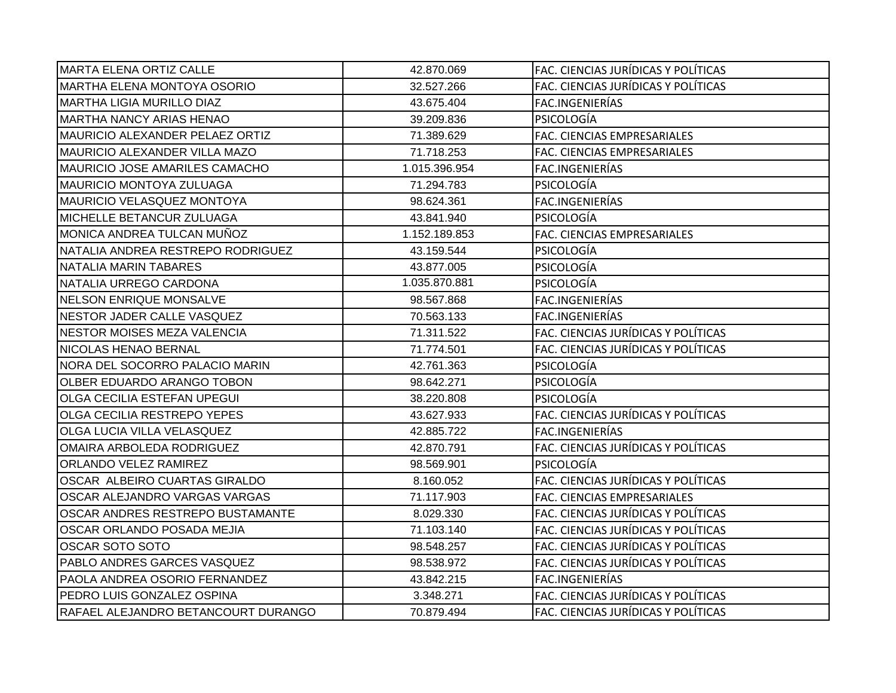| | | |
|---|---|---|
| MARTA ELENA ORTIZ CALLE | 42.870.069 | FAC. CIENCIAS JURÍDICAS Y POLÍTICAS |
| MARTHA ELENA MONTOYA OSORIO | 32.527.266 | FAC. CIENCIAS JURÍDICAS Y POLÍTICAS |
| MARTHA LIGIA MURILLO DIAZ | 43.675.404 | FAC.INGENIERÍAS |
| MARTHA NANCY ARIAS HENAO | 39.209.836 | PSICOLOGÍA |
| MAURICIO ALEXANDER PELAEZ ORTIZ | 71.389.629 | FAC. CIENCIAS EMPRESARIALES |
| MAURICIO ALEXANDER VILLA MAZO | 71.718.253 | FAC. CIENCIAS EMPRESARIALES |
| MAURICIO JOSE AMARILES CAMACHO | 1.015.396.954 | FAC.INGENIERÍAS |
| MAURICIO MONTOYA ZULUAGA | 71.294.783 | PSICOLOGÍA |
| MAURICIO VELASQUEZ MONTOYA | 98.624.361 | FAC.INGENIERÍAS |
| MICHELLE BETANCUR ZULUAGA | 43.841.940 | PSICOLOGÍA |
| MONICA ANDREA TULCAN MUÑOZ | 1.152.189.853 | FAC. CIENCIAS EMPRESARIALES |
| NATALIA ANDREA RESTREPO RODRIGUEZ | 43.159.544 | PSICOLOGÍA |
| NATALIA MARIN TABARES | 43.877.005 | PSICOLOGÍA |
| NATALIA URREGO CARDONA | 1.035.870.881 | PSICOLOGÍA |
| NELSON ENRIQUE MONSALVE | 98.567.868 | FAC.INGENIERÍAS |
| NESTOR JADER CALLE VASQUEZ | 70.563.133 | FAC.INGENIERÍAS |
| NESTOR MOISES MEZA VALENCIA | 71.311.522 | FAC. CIENCIAS JURÍDICAS Y POLÍTICAS |
| NICOLAS HENAO BERNAL | 71.774.501 | FAC. CIENCIAS JURÍDICAS Y POLÍTICAS |
| NORA DEL SOCORRO PALACIO MARIN | 42.761.363 | PSICOLOGÍA |
| OLBER EDUARDO ARANGO TOBON | 98.642.271 | PSICOLOGÍA |
| OLGA CECILIA ESTEFAN UPEGUI | 38.220.808 | PSICOLOGÍA |
| OLGA CECILIA RESTREPO YEPES | 43.627.933 | FAC. CIENCIAS JURÍDICAS Y POLÍTICAS |
| OLGA LUCIA VILLA VELASQUEZ | 42.885.722 | FAC.INGENIERÍAS |
| OMAIRA ARBOLEDA RODRIGUEZ | 42.870.791 | FAC. CIENCIAS JURÍDICAS Y POLÍTICAS |
| ORLANDO VELEZ RAMIREZ | 98.569.901 | PSICOLOGÍA |
| OSCAR ALBEIRO CUARTAS GIRALDO | 8.160.052 | FAC. CIENCIAS JURÍDICAS Y POLÍTICAS |
| OSCAR ALEJANDRO VARGAS VARGAS | 71.117.903 | FAC. CIENCIAS EMPRESARIALES |
| OSCAR ANDRES RESTREPO BUSTAMANTE | 8.029.330 | FAC. CIENCIAS JURÍDICAS Y POLÍTICAS |
| OSCAR ORLANDO POSADA MEJIA | 71.103.140 | FAC. CIENCIAS JURÍDICAS Y POLÍTICAS |
| OSCAR SOTO SOTO | 98.548.257 | FAC. CIENCIAS JURÍDICAS Y POLÍTICAS |
| PABLO ANDRES GARCES VASQUEZ | 98.538.972 | FAC. CIENCIAS JURÍDICAS Y POLÍTICAS |
| PAOLA ANDREA OSORIO FERNANDEZ | 43.842.215 | FAC.INGENIERÍAS |
| PEDRO LUIS GONZALEZ OSPINA | 3.348.271 | FAC. CIENCIAS JURÍDICAS Y POLÍTICAS |
| RAFAEL ALEJANDRO BETANCOURT DURANGO | 70.879.494 | FAC. CIENCIAS JURÍDICAS Y POLÍTICAS |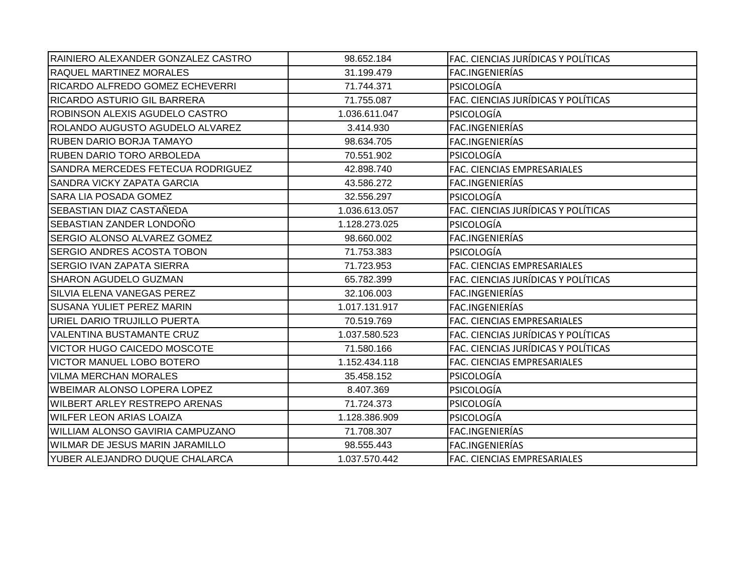| | | |
|---|---|---|
| RAINIERO ALEXANDER GONZALEZ CASTRO | 98.652.184 | FAC. CIENCIAS JURÍDICAS Y POLÍTICAS |
| RAQUEL MARTINEZ MORALES | 31.199.479 | FAC.INGENIERÍAS |
| RICARDO ALFREDO GOMEZ ECHEVERRI | 71.744.371 | PSICOLOGÍA |
| RICARDO ASTURIO GIL BARRERA | 71.755.087 | FAC. CIENCIAS JURÍDICAS Y POLÍTICAS |
| ROBINSON ALEXIS AGUDELO CASTRO | 1.036.611.047 | PSICOLOGÍA |
| ROLANDO AUGUSTO AGUDELO ALVAREZ | 3.414.930 | FAC.INGENIERÍAS |
| RUBEN DARIO BORJA TAMAYO | 98.634.705 | FAC.INGENIERÍAS |
| RUBEN DARIO TORO ARBOLEDA | 70.551.902 | PSICOLOGÍA |
| SANDRA MERCEDES FETECUA RODRIGUEZ | 42.898.740 | FAC. CIENCIAS EMPRESARIALES |
| SANDRA VICKY ZAPATA GARCIA | 43.586.272 | FAC.INGENIERÍAS |
| SARA LIA POSADA GOMEZ | 32.556.297 | PSICOLOGÍA |
| SEBASTIAN DIAZ CASTAÑEDA | 1.036.613.057 | FAC. CIENCIAS JURÍDICAS Y POLÍTICAS |
| SEBASTIAN ZANDER LONDOÑO | 1.128.273.025 | PSICOLOGÍA |
| SERGIO ALONSO ALVAREZ GOMEZ | 98.660.002 | FAC.INGENIERÍAS |
| SERGIO ANDRES ACOSTA TOBON | 71.753.383 | PSICOLOGÍA |
| SERGIO IVAN ZAPATA SIERRA | 71.723.953 | FAC. CIENCIAS EMPRESARIALES |
| SHARON AGUDELO GUZMAN | 65.782.399 | FAC. CIENCIAS JURÍDICAS Y POLÍTICAS |
| SILVIA ELENA VANEGAS PEREZ | 32.106.003 | FAC.INGENIERÍAS |
| SUSANA YULIET PEREZ MARIN | 1.017.131.917 | FAC.INGENIERÍAS |
| URIEL DARIO TRUJILLO PUERTA | 70.519.769 | FAC. CIENCIAS EMPRESARIALES |
| VALENTINA BUSTAMANTE CRUZ | 1.037.580.523 | FAC. CIENCIAS JURÍDICAS Y POLÍTICAS |
| VICTOR HUGO CAICEDO MOSCOTE | 71.580.166 | FAC. CIENCIAS JURÍDICAS Y POLÍTICAS |
| VICTOR MANUEL LOBO BOTERO | 1.152.434.118 | FAC. CIENCIAS EMPRESARIALES |
| VILMA MERCHAN MORALES | 35.458.152 | PSICOLOGÍA |
| WBEIMAR ALONSO LOPERA LOPEZ | 8.407.369 | PSICOLOGÍA |
| WILBERT ARLEY RESTREPO ARENAS | 71.724.373 | PSICOLOGÍA |
| WILFER LEON ARIAS LOAIZA | 1.128.386.909 | PSICOLOGÍA |
| WILLIAM ALONSO GAVIRIA CAMPUZANO | 71.708.307 | FAC.INGENIERÍAS |
| WILMAR DE JESUS MARIN JARAMILLO | 98.555.443 | FAC.INGENIERÍAS |
| YUBER ALEJANDRO DUQUE CHALARCA | 1.037.570.442 | FAC. CIENCIAS EMPRESARIALES |